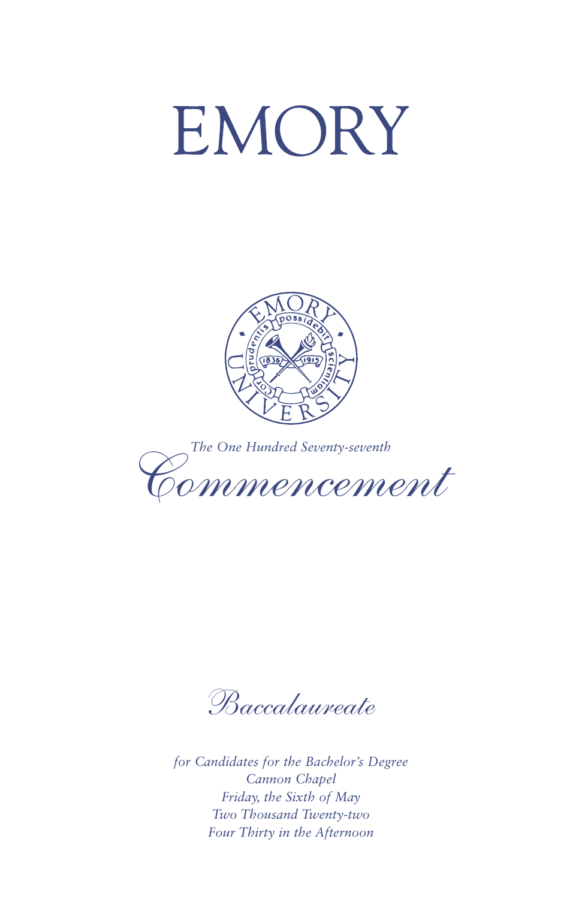# EMORY

*The One Hundred Seventy-seventh*

# *Commencement*

## *Baccalaureate*

*for Candidates for the Bachelor's Degree*
*Cannon Chapel*
*Friday, the Sixth of May*
*Two Thousand Twenty-two*
*Four Thirty in the Afternoon*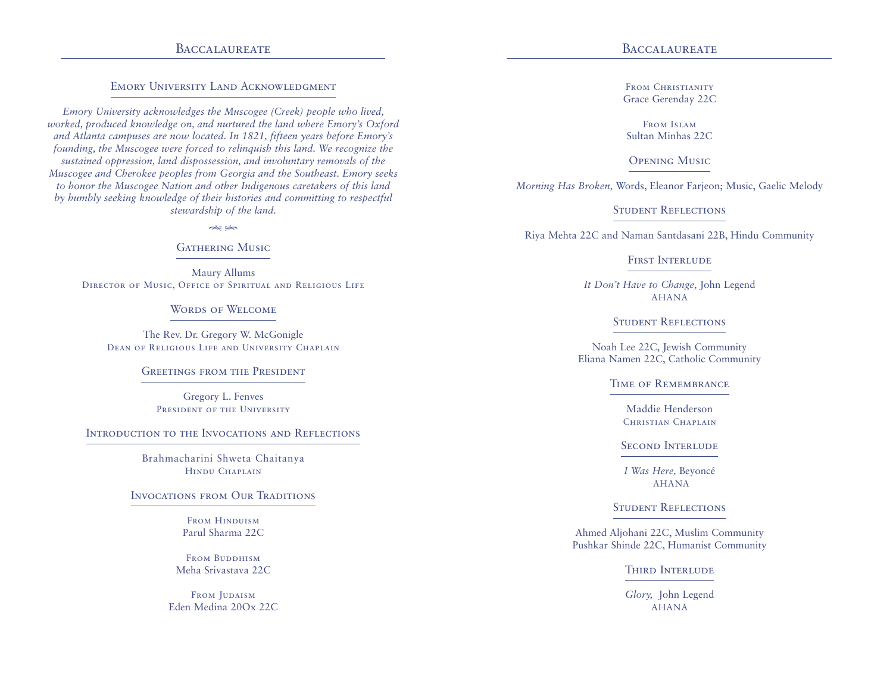## Emory University Land Acknowledgment

*Emory University acknowledges the Muscogee (Creek) people who lived, worked, produced knowledge on, and nurtured the land where Emory's Oxford and Atlanta campuses are now located. In 1821, fifteen years before Emory's founding, the Muscogee were forced to relinquish this land. We recognize the sustained oppression, land dispossession, and involuntary removals of the Muscogee and Cherokee peoples from Georgia and the Southeast. Emory seeks to honor the Muscogee Nation and other Indigenous caretakers of this land by humbly seeking knowledge of their histories and committing to respectful stewardship of the land.*

### Gathering Music

Maury Allums
Director of Music, Office of Spiritual and Religious Life

### Words of Welcome

The Rev. Dr. Gregory W. McGonigle
Dean of Religious Life and University Chaplain

### Greetings from the President

Gregory L. Fenves
President of the University

### Introduction to the Invocations and Reflections

Brahmacharini Shweta Chaitanya
Hindu Chaplain

### Invocations from Our Traditions

From Hinduism
Parul Sharma 22C

From Buddhism
Meha Srivastava 22C

From Judaism
Eden Medina 20Ox 22C

From Christianity
Grace Gerenday 22C

From Islam
Sultan Minhas 22C

### Opening Music

*Morning Has Broken,* Words, Eleanor Farjeon; Music, Gaelic Melody

### Student Reflections

Riya Mehta 22C and Naman Santdasani 22B, Hindu Community

### First Interlude

*It Don't Have to Change,* John Legend
AHANA

### Student Reflections

Noah Lee 22C, Jewish Community
Eliana Namen 22C, Catholic Community

### Time of Remembrance

Maddie Henderson
Christian Chaplain

### Second Interlude

*I Was Here,* Beyoncé
AHANA

### Student Reflections

Ahmed Aljohani 22C, Muslim Community
Pushkar Shinde 22C, Humanist Community

### Third Interlude

*Glory,* John Legend
AHANA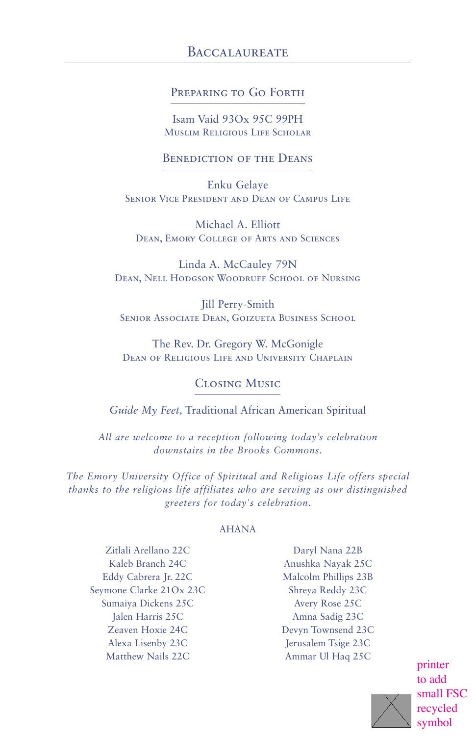# Baccalaureate

## Preparing to Go Forth

Isam Vaid 93Ox 95C 99PH
Muslim Religious Life Scholar

## Benediction of the Deans

Enku Gelaye
Senior Vice President and Dean of Campus Life

Michael A. Elliott
Dean, Emory College of Arts and Sciences

Linda A. McCauley 79N
Dean, Nell Hodgson Woodruff School of Nursing

Jill Perry-Smith
Senior Associate Dean, Goizueta Business School

The Rev. Dr. Gregory W. McGonigle
Dean of Religious Life and University Chaplain

## Closing Music

*Guide My Feet,* Traditional African American Spiritual

*All are welcome to a reception following today's celebration downstairs in the Brooks Commons.*

*The Emory University Office of Spiritual and Religious Life offers special thanks to the religious life affiliates who are serving as our distinguished greeters for today's celebration.*

### AHANA

Zitlali Arellano 22C
Kaleb Branch 24C
Eddy Cabrera Jr. 22C
Seymone Clarke 21Ox 23C
Sumaiya Dickens 25C
Jalen Harris 25C
Zeaven Hoxie 24C
Alexa Lisenby 23C
Matthew Nails 22C
Daryl Nana 22B
Anushka Nayak 25C
Malcolm Phillips 23B
Shreya Reddy 23C
Avery Rose 25C
Amna Sadig 23C
Devyn Townsend 23C
Jerusalem Tsige 23C
Ammar Ul Haq 25C

printer to add small FSC recycled symbol